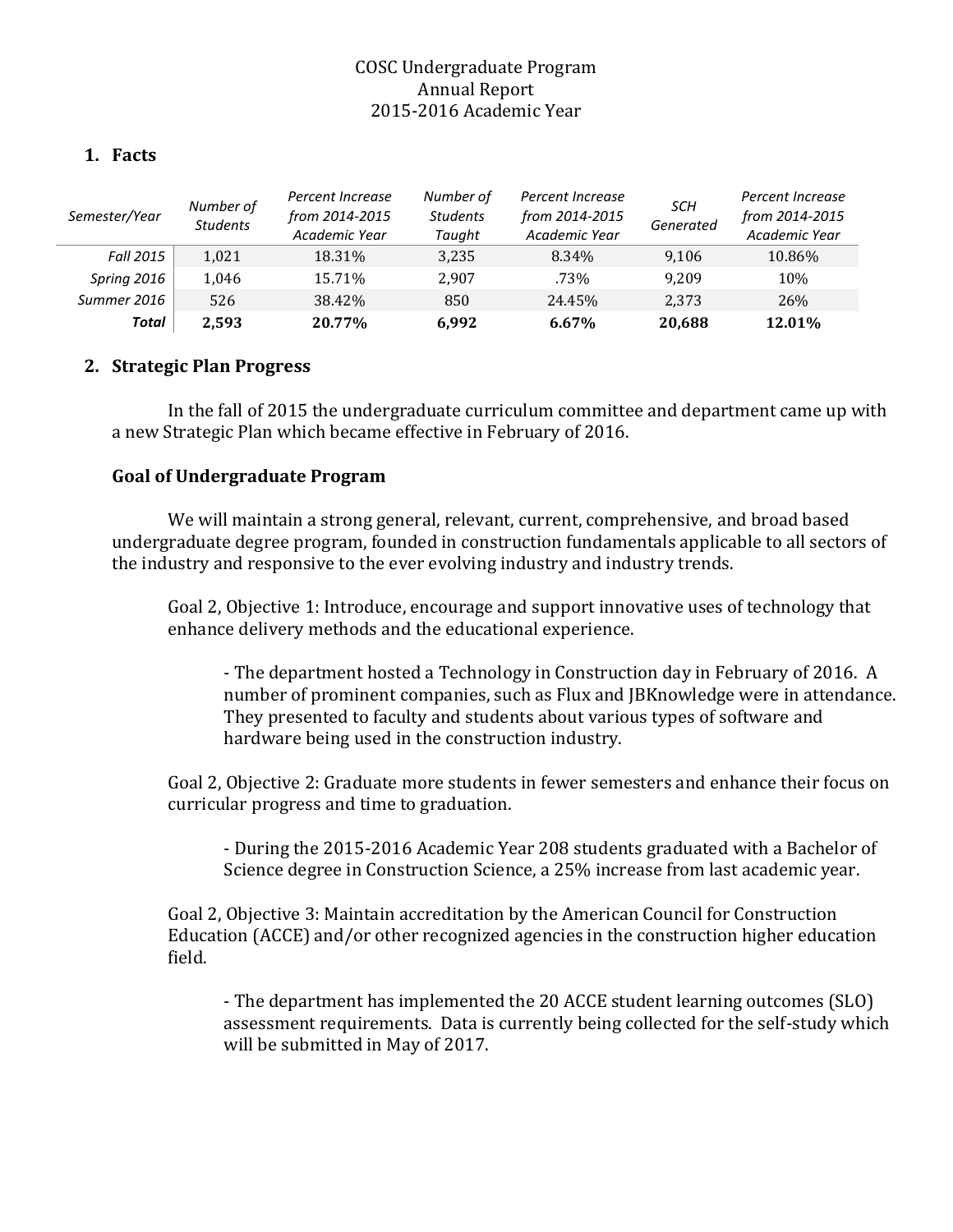COSC Undergraduate Program
Annual Report
2015-2016 Academic Year

## 1. Facts

| *Semester/Year* | *Number of Students* | *Percent Increase from 2014-2015 Academic Year* | *Number of Students Taught* | *Percent Increase from 2014-2015 Academic Year* | *SCH Generated* | *Percent Increase from 2014-2015 Academic Year* |
|---|---|---|---|---|---|---|
| *Fall 2015* | 1,021 | 18.31% | 3,235 | 8.34% | 9,106 | 10.86% |
| *Spring 2016* | 1,046 | 15.71% | 2,907 | .73% | 9,209 | 10% |
| *Summer 2016* | 526 | 38.42% | 850 | 24.45% | 2,373 | 26% |
| ***Total*** | **2,593** | **20.77%** | **6,992** | **6.67%** | **20,688** | **12.01%** |

## 2. Strategic Plan Progress

In the fall of 2015 the undergraduate curriculum committee and department came up with a new Strategic Plan which became effective in February of 2016.

### Goal of Undergraduate Program

We will maintain a strong general, relevant, current, comprehensive, and broad based undergraduate degree program, founded in construction fundamentals applicable to all sectors of the industry and responsive to the ever evolving industry and industry trends.

Goal 2, Objective 1: Introduce, encourage and support innovative uses of technology that enhance delivery methods and the educational experience.

- The department hosted a Technology in Construction day in February of 2016. A number of prominent companies, such as Flux and JBKnowledge were in attendance. They presented to faculty and students about various types of software and hardware being used in the construction industry.

Goal 2, Objective 2: Graduate more students in fewer semesters and enhance their focus on curricular progress and time to graduation.

- During the 2015-2016 Academic Year 208 students graduated with a Bachelor of Science degree in Construction Science, a 25% increase from last academic year.

Goal 2, Objective 3: Maintain accreditation by the American Council for Construction Education (ACCE) and/or other recognized agencies in the construction higher education field.

- The department has implemented the 20 ACCE student learning outcomes (SLO) assessment requirements. Data is currently being collected for the self-study which will be submitted in May of 2017.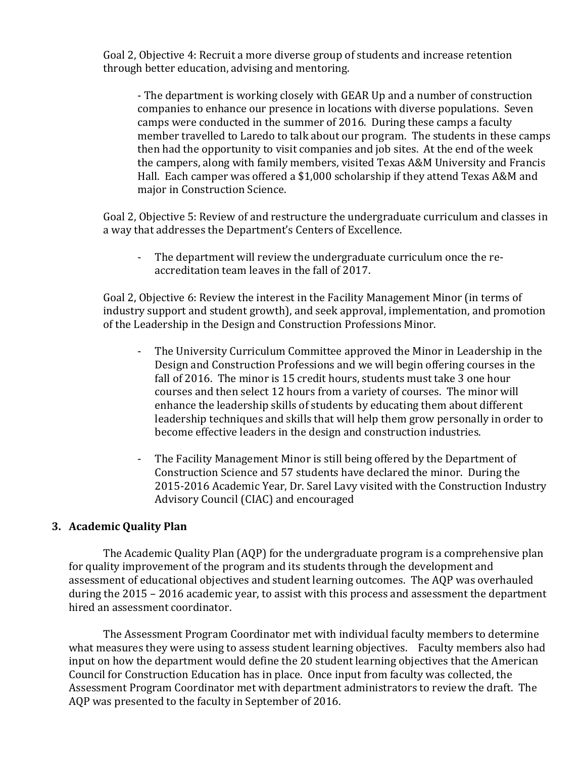Goal 2, Objective 4: Recruit a more diverse group of students and increase retention through better education, advising and mentoring.

- The department is working closely with GEAR Up and a number of construction companies to enhance our presence in locations with diverse populations. Seven camps were conducted in the summer of 2016. During these camps a faculty member travelled to Laredo to talk about our program. The students in these camps then had the opportunity to visit companies and job sites. At the end of the week the campers, along with family members, visited Texas A&M University and Francis Hall. Each camper was offered a $1,000 scholarship if they attend Texas A&M and major in Construction Science.

Goal 2, Objective 5: Review of and restructure the undergraduate curriculum and classes in a way that addresses the Department's Centers of Excellence.

- The department will review the undergraduate curriculum once the re-accreditation team leaves in the fall of 2017.

Goal 2, Objective 6: Review the interest in the Facility Management Minor (in terms of industry support and student growth), and seek approval, implementation, and promotion of the Leadership in the Design and Construction Professions Minor.

- The University Curriculum Committee approved the Minor in Leadership in the Design and Construction Professions and we will begin offering courses in the fall of 2016. The minor is 15 credit hours, students must take 3 one hour courses and then select 12 hours from a variety of courses. The minor will enhance the leadership skills of students by educating them about different leadership techniques and skills that will help them grow personally in order to become effective leaders in the design and construction industries.

- The Facility Management Minor is still being offered by the Department of Construction Science and 57 students have declared the minor. During the 2015-2016 Academic Year, Dr. Sarel Lavy visited with the Construction Industry Advisory Council (CIAC) and encouraged

## 3. Academic Quality Plan

The Academic Quality Plan (AQP) for the undergraduate program is a comprehensive plan for quality improvement of the program and its students through the development and assessment of educational objectives and student learning outcomes. The AQP was overhauled during the 2015 – 2016 academic year, to assist with this process and assessment the department hired an assessment coordinator.

The Assessment Program Coordinator met with individual faculty members to determine what measures they were using to assess student learning objectives. Faculty members also had input on how the department would define the 20 student learning objectives that the American Council for Construction Education has in place. Once input from faculty was collected, the Assessment Program Coordinator met with department administrators to review the draft. The AQP was presented to the faculty in September of 2016.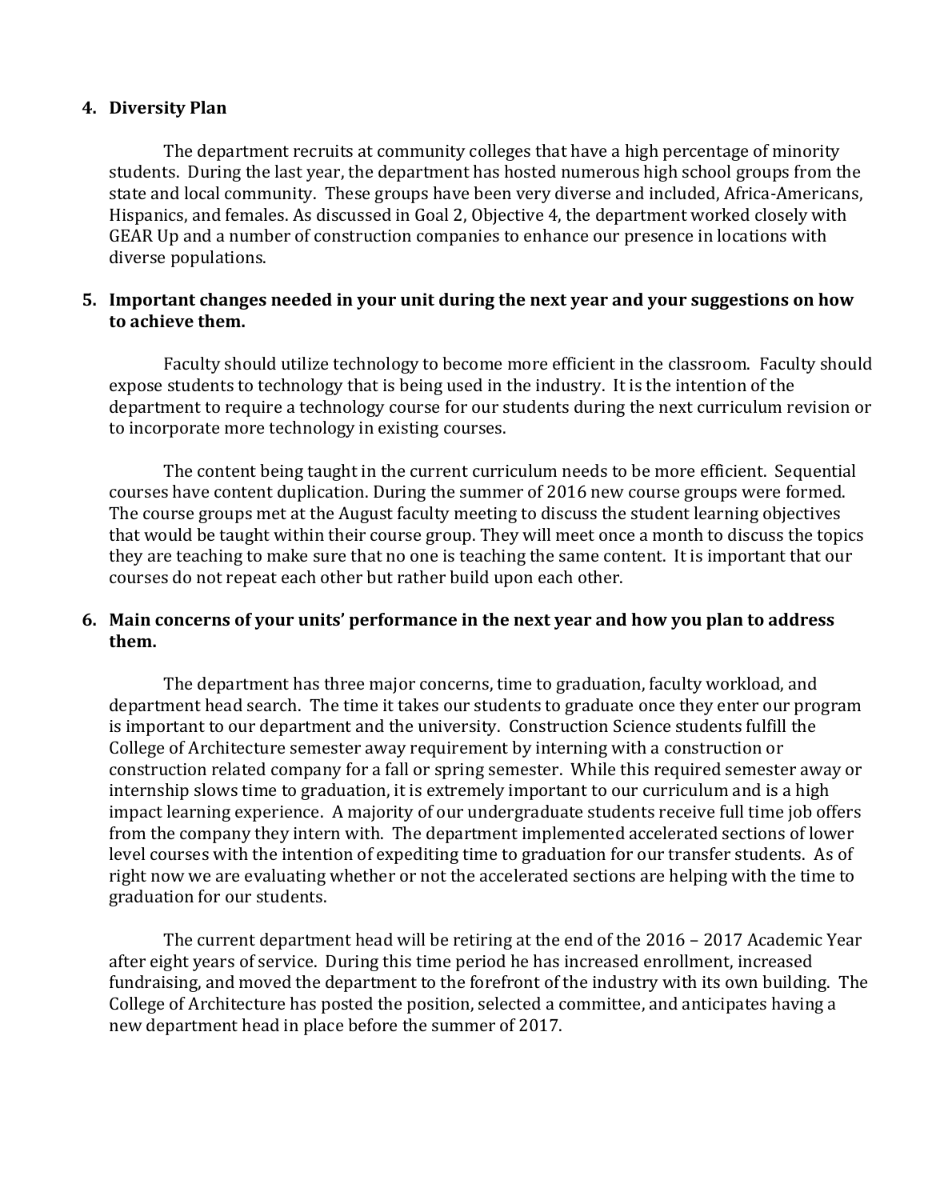4. **Diversity Plan**

The department recruits at community colleges that have a high percentage of minority students. During the last year, the department has hosted numerous high school groups from the state and local community. These groups have been very diverse and included, Africa-Americans, Hispanics, and females. As discussed in Goal 2, Objective 4, the department worked closely with GEAR Up and a number of construction companies to enhance our presence in locations with diverse populations.

5. **Important changes needed in your unit during the next year and your suggestions on how to achieve them.**

Faculty should utilize technology to become more efficient in the classroom. Faculty should expose students to technology that is being used in the industry. It is the intention of the department to require a technology course for our students during the next curriculum revision or to incorporate more technology in existing courses.

The content being taught in the current curriculum needs to be more efficient. Sequential courses have content duplication. During the summer of 2016 new course groups were formed. The course groups met at the August faculty meeting to discuss the student learning objectives that would be taught within their course group. They will meet once a month to discuss the topics they are teaching to make sure that no one is teaching the same content. It is important that our courses do not repeat each other but rather build upon each other.

6. **Main concerns of your units' performance in the next year and how you plan to address them.**

The department has three major concerns, time to graduation, faculty workload, and department head search. The time it takes our students to graduate once they enter our program is important to our department and the university. Construction Science students fulfill the College of Architecture semester away requirement by interning with a construction or construction related company for a fall or spring semester. While this required semester away or internship slows time to graduation, it is extremely important to our curriculum and is a high impact learning experience. A majority of our undergraduate students receive full time job offers from the company they intern with. The department implemented accelerated sections of lower level courses with the intention of expediting time to graduation for our transfer students. As of right now we are evaluating whether or not the accelerated sections are helping with the time to graduation for our students.

The current department head will be retiring at the end of the 2016 – 2017 Academic Year after eight years of service. During this time period he has increased enrollment, increased fundraising, and moved the department to the forefront of the industry with its own building. The College of Architecture has posted the position, selected a committee, and anticipates having a new department head in place before the summer of 2017.